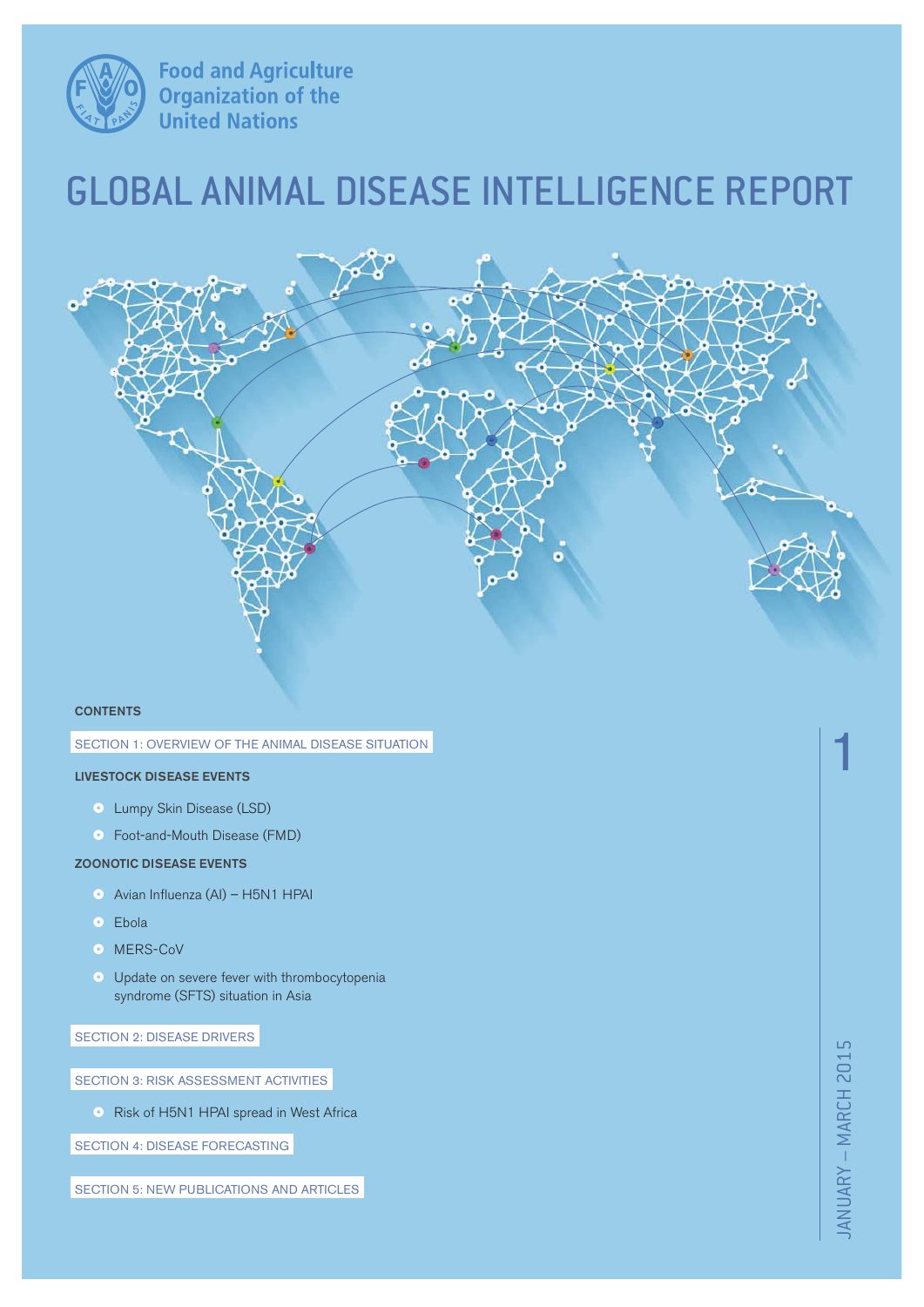Food and Agriculture Organization of the United Nations

# GLOBAL ANIMAL DISEASE INTELLIGENCE REPORT

**CONTENTS**

SECTION 1: OVERVIEW OF THE ANIMAL DISEASE SITUATION

**LIVESTOCK DISEASE EVENTS**

- Lumpy Skin Disease (LSD)
- Foot-and-Mouth Disease (FMD)

**ZOONOTIC DISEASE EVENTS**

- Avian Influenza (AI) – H5N1 HPAI
- Ebola
- MERS-CoV
- Update on severe fever with thrombocytopenia syndrome (SFTS) situation in Asia

SECTION 2: DISEASE DRIVERS

SECTION 3: RISK ASSESSMENT ACTIVITIES

- Risk of H5N1 HPAI spread in West Africa

SECTION 4: DISEASE FORECASTING

SECTION 5: NEW PUBLICATIONS AND ARTICLES

1

JANUARY – MARCH 2015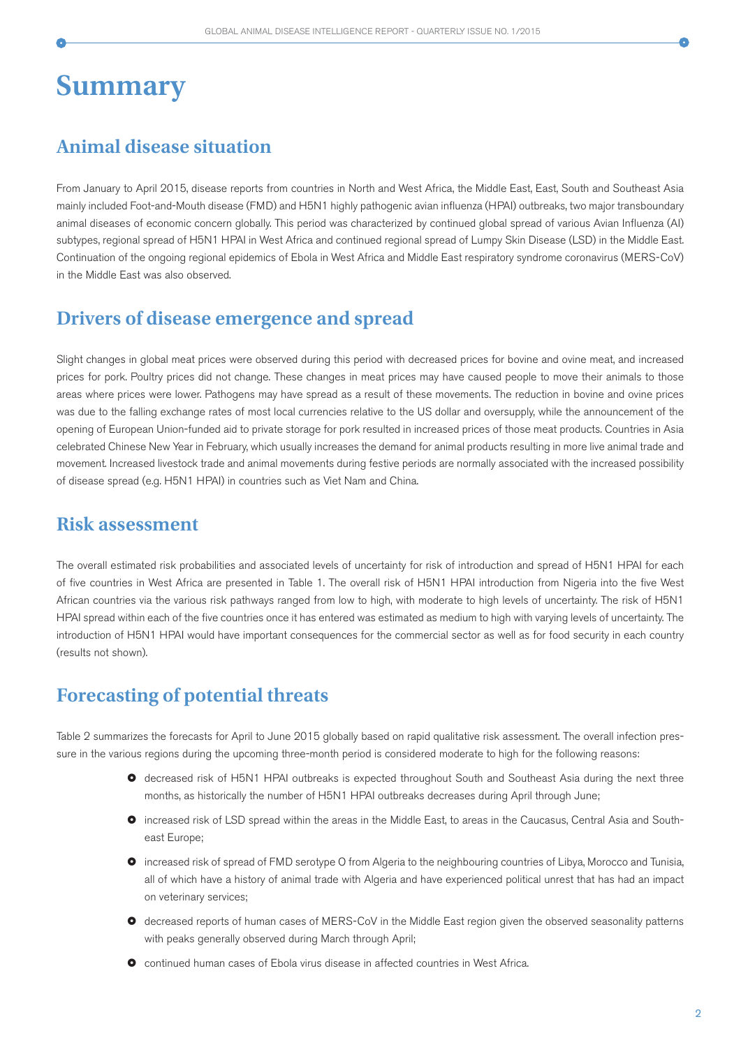# Summary

## Animal disease situation

From January to April 2015, disease reports from countries in North and West Africa, the Middle East, East, South and Southeast Asia mainly included Foot-and-Mouth disease (FMD) and H5N1 highly pathogenic avian influenza (HPAI) outbreaks, two major transboundary animal diseases of economic concern globally. This period was characterized by continued global spread of various Avian Influenza (AI) subtypes, regional spread of H5N1 HPAI in West Africa and continued regional spread of Lumpy Skin Disease (LSD) in the Middle East. Continuation of the ongoing regional epidemics of Ebola in West Africa and Middle East respiratory syndrome coronavirus (MERS-CoV) in the Middle East was also observed.

## Drivers of disease emergence and spread

Slight changes in global meat prices were observed during this period with decreased prices for bovine and ovine meat, and increased prices for pork. Poultry prices did not change. These changes in meat prices may have caused people to move their animals to those areas where prices were lower. Pathogens may have spread as a result of these movements. The reduction in bovine and ovine prices was due to the falling exchange rates of most local currencies relative to the US dollar and oversupply, while the announcement of the opening of European Union-funded aid to private storage for pork resulted in increased prices of those meat products. Countries in Asia celebrated Chinese New Year in February, which usually increases the demand for animal products resulting in more live animal trade and movement. Increased livestock trade and animal movements during festive periods are normally associated with the increased possibility of disease spread (e.g. H5N1 HPAI) in countries such as Viet Nam and China.

## Risk assessment

The overall estimated risk probabilities and associated levels of uncertainty for risk of introduction and spread of H5N1 HPAI for each of five countries in West Africa are presented in Table 1. The overall risk of H5N1 HPAI introduction from Nigeria into the five West African countries via the various risk pathways ranged from low to high, with moderate to high levels of uncertainty. The risk of H5N1 HPAI spread within each of the five countries once it has entered was estimated as medium to high with varying levels of uncertainty. The introduction of H5N1 HPAI would have important consequences for the commercial sector as well as for food security in each country (results not shown).

## Forecasting of potential threats

Table 2 summarizes the forecasts for April to June 2015 globally based on rapid qualitative risk assessment. The overall infection pressure in the various regions during the upcoming three-month period is considered moderate to high for the following reasons:

- decreased risk of H5N1 HPAI outbreaks is expected throughout South and Southeast Asia during the next three months, as historically the number of H5N1 HPAI outbreaks decreases during April through June;
- increased risk of LSD spread within the areas in the Middle East, to areas in the Caucasus, Central Asia and Southeast Europe;
- increased risk of spread of FMD serotype O from Algeria to the neighbouring countries of Libya, Morocco and Tunisia, all of which have a history of animal trade with Algeria and have experienced political unrest that has had an impact on veterinary services;
- decreased reports of human cases of MERS-CoV in the Middle East region given the observed seasonality patterns with peaks generally observed during March through April;
- continued human cases of Ebola virus disease in affected countries in West Africa.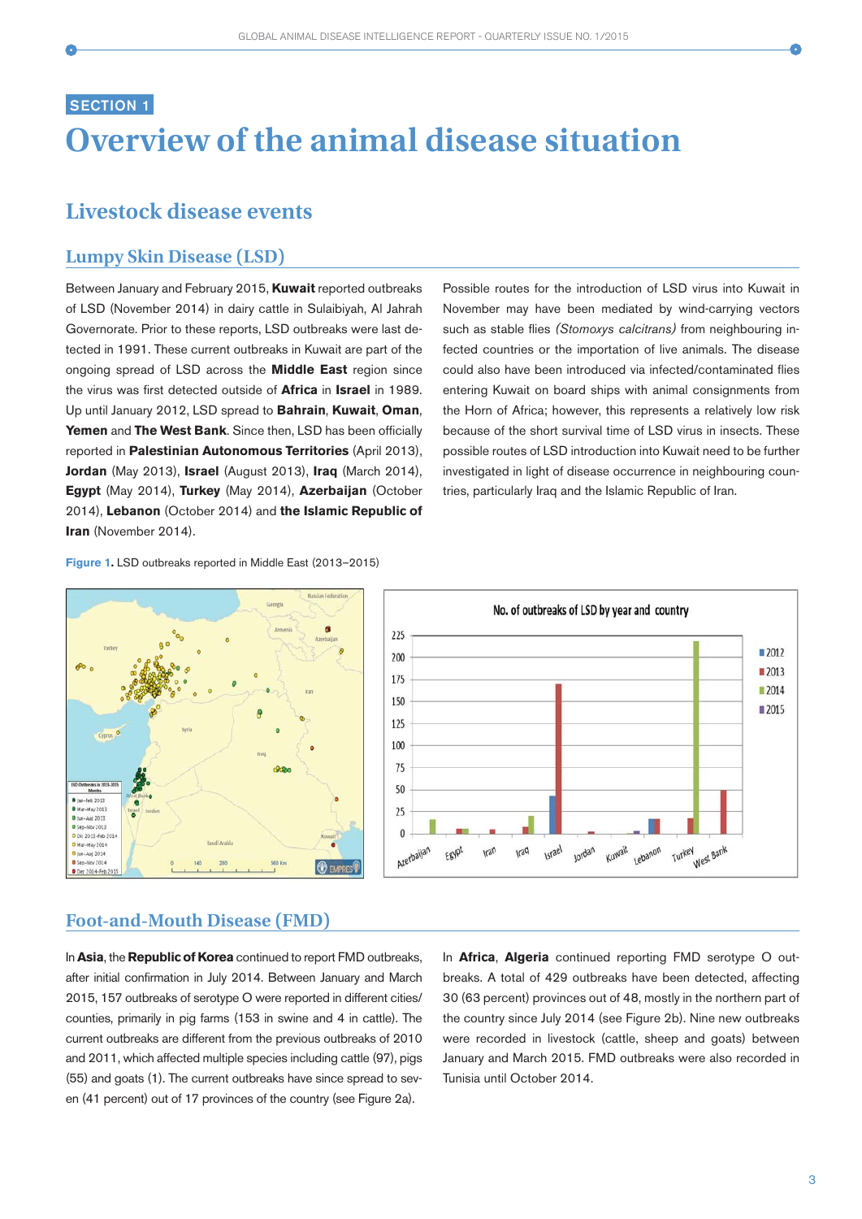# SECTION 1

# Overview of the animal disease situation

## Livestock disease events

### Lumpy Skin Disease (LSD)

Between January and February 2015, **Kuwait** reported outbreaks of LSD (November 2014) in dairy cattle in Sulaibiyah, Al Jahrah Governorate. Prior to these reports, LSD outbreaks were last detected in 1991. These current outbreaks in Kuwait are part of the ongoing spread of LSD across the **Middle East** region since the virus was first detected outside of **Africa** in **Israel** in 1989. Up until January 2012, LSD spread to **Bahrain**, **Kuwait**, **Oman**, **Yemen** and **The West Bank**. Since then, LSD has been officially reported in **Palestinian Autonomous Territories** (April 2013), **Jordan** (May 2013), **Israel** (August 2013), **Iraq** (March 2014), **Egypt** (May 2014), **Turkey** (May 2014), **Azerbaijan** (October 2014), **Lebanon** (October 2014) and **the Islamic Republic of Iran** (November 2014).

Possible routes for the introduction of LSD virus into Kuwait in November may have been mediated by wind-carrying vectors such as stable flies *(Stomoxys calcitrans)* from neighbouring infected countries or the importation of live animals. The disease could also have been introduced via infected/contaminated flies entering Kuwait on board ships with animal consignments from the Horn of Africa; however, this represents a relatively low risk because of the short survival time of LSD virus in insects. These possible routes of LSD introduction into Kuwait need to be further investigated in light of disease occurrence in neighbouring countries, particularly Iraq and the Islamic Republic of Iran.

**Figure 1.** LSD outbreaks reported in Middle East (2013–2015)

### Foot-and-Mouth Disease (FMD)

In **Asia**, the **Republic of Korea** continued to report FMD outbreaks, after initial confirmation in July 2014. Between January and March 2015, 157 outbreaks of serotype O were reported in different cities/counties, primarily in pig farms (153 in swine and 4 in cattle). The current outbreaks are different from the previous outbreaks of 2010 and 2011, which affected multiple species including cattle (97), pigs (55) and goats (1). The current outbreaks have since spread to seven (41 percent) out of 17 provinces of the country (see Figure 2a).

In **Africa**, **Algeria** continued reporting FMD serotype O outbreaks. A total of 429 outbreaks have been detected, affecting 30 (63 percent) provinces out of 48, mostly in the northern part of the country since July 2014 (see Figure 2b). Nine new outbreaks were recorded in livestock (cattle, sheep and goats) between January and March 2015. FMD outbreaks were also recorded in Tunisia until October 2014.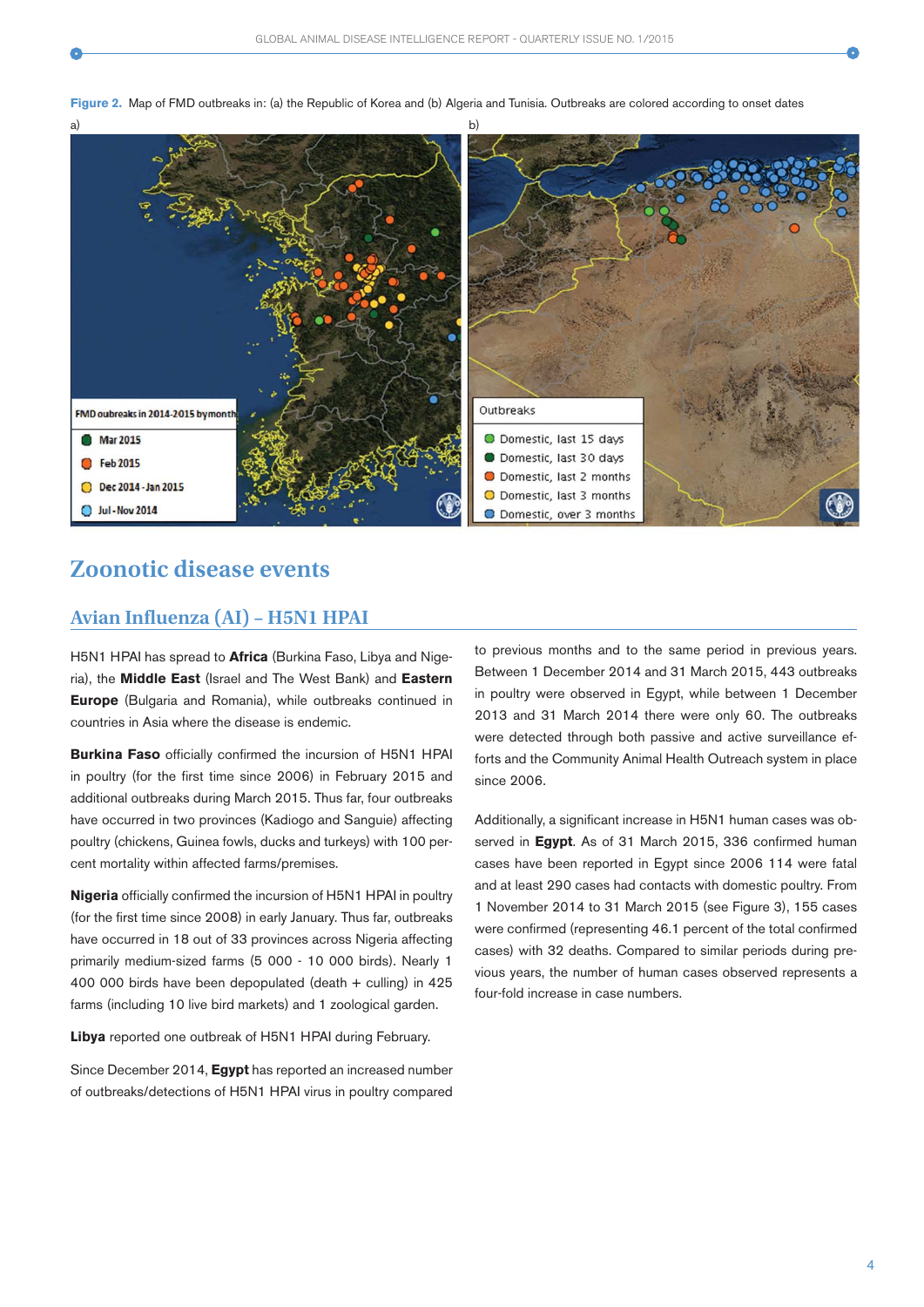**Figure 2.** Map of FMD outbreaks in: (a) the Republic of Korea and (b) Algeria and Tunisia. Outbreaks are colored according to onset dates

# Zoonotic disease events

## Avian Influenza (AI) – H5N1 HPAI

H5N1 HPAI has spread to **Africa** (Burkina Faso, Libya and Nigeria), the **Middle East** (Israel and The West Bank) and **Eastern Europe** (Bulgaria and Romania), while outbreaks continued in countries in Asia where the disease is endemic.

**Burkina Faso** officially confirmed the incursion of H5N1 HPAI in poultry (for the first time since 2006) in February 2015 and additional outbreaks during March 2015. Thus far, four outbreaks have occurred in two provinces (Kadiogo and Sanguie) affecting poultry (chickens, Guinea fowls, ducks and turkeys) with 100 percent mortality within affected farms/premises.

**Nigeria** officially confirmed the incursion of H5N1 HPAI in poultry (for the first time since 2008) in early January. Thus far, outbreaks have occurred in 18 out of 33 provinces across Nigeria affecting primarily medium-sized farms (5 000 - 10 000 birds). Nearly 1 400 000 birds have been depopulated (death + culling) in 425 farms (including 10 live bird markets) and 1 zoological garden.

**Libya** reported one outbreak of H5N1 HPAI during February.

Since December 2014, **Egypt** has reported an increased number of outbreaks/detections of H5N1 HPAI virus in poultry compared to previous months and to the same period in previous years. Between 1 December 2014 and 31 March 2015, 443 outbreaks in poultry were observed in Egypt, while between 1 December 2013 and 31 March 2014 there were only 60. The outbreaks were detected through both passive and active surveillance efforts and the Community Animal Health Outreach system in place since 2006.

Additionally, a significant increase in H5N1 human cases was observed in **Egypt**. As of 31 March 2015, 336 confirmed human cases have been reported in Egypt since 2006 114 were fatal and at least 290 cases had contacts with domestic poultry. From 1 November 2014 to 31 March 2015 (see Figure 3), 155 cases were confirmed (representing 46.1 percent of the total confirmed cases) with 32 deaths. Compared to similar periods during previous years, the number of human cases observed represents a four-fold increase in case numbers.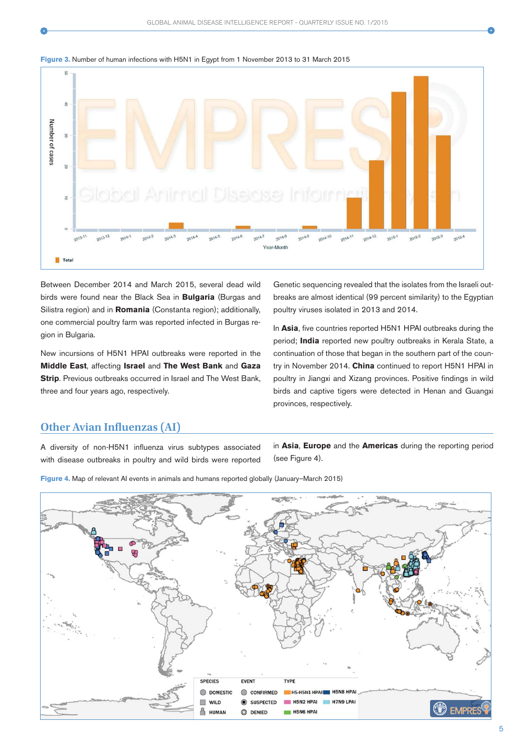**Figure 3.** Number of human infections with H5N1 in Egypt from 1 November 2013 to 31 March 2015

Between December 2014 and March 2015, several dead wild birds were found near the Black Sea in **Bulgaria** (Burgas and Silistra region) and in **Romania** (Constanta region); additionally, one commercial poultry farm was reported infected in Burgas region in Bulgaria.

New incursions of H5N1 HPAI outbreaks were reported in the **Middle East**, affecting **Israel** and **The West Bank** and **Gaza Strip**. Previous outbreaks occurred in Israel and The West Bank, three and four years ago, respectively.

Genetic sequencing revealed that the isolates from the Israeli outbreaks are almost identical (99 percent similarity) to the Egyptian poultry viruses isolated in 2013 and 2014.

In **Asia**, five countries reported H5N1 HPAI outbreaks during the period; **India** reported new poultry outbreaks in Kerala State, a continuation of those that began in the southern part of the country in November 2014. **China** continued to report H5N1 HPAI in poultry in Jiangxi and Xizang provinces. Positive findings in wild birds and captive tigers were detected in Henan and Guangxi provinces, respectively.

## Other Avian Influenzas (AI)

A diversity of non-H5N1 influenza virus subtypes associated with disease outbreaks in poultry and wild birds were reported in **Asia**, **Europe** and the **Americas** during the reporting period (see Figure 4).

**Figure 4.** Map of relevant AI events in animals and humans reported globally (January–March 2015)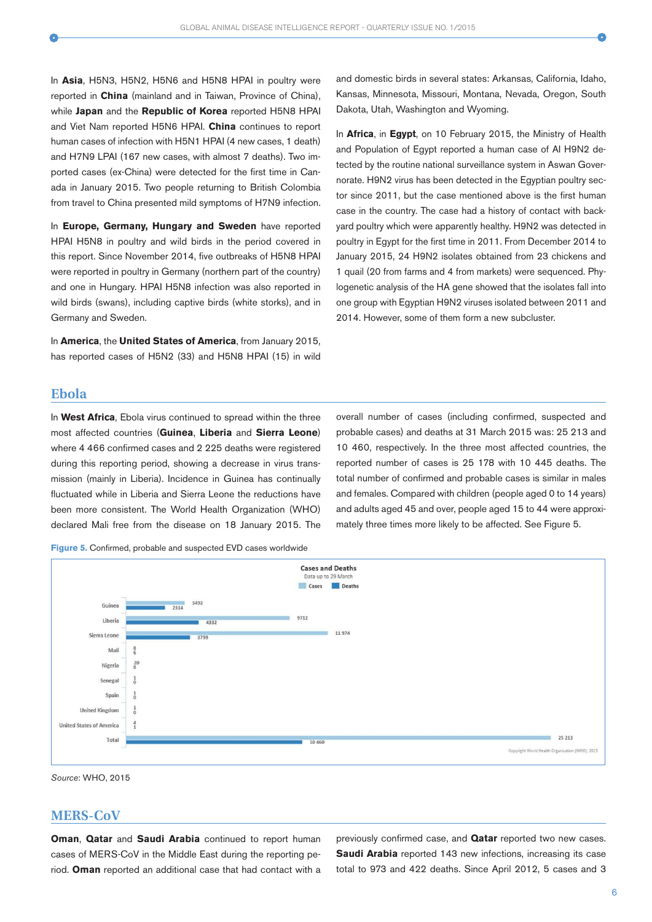In **Asia**, H5N3, H5N2, H5N6 and H5N8 HPAI in poultry were reported in **China** (mainland and in Taiwan, Province of China), while **Japan** and the **Republic of Korea** reported H5N8 HPAI and Viet Nam reported H5N6 HPAI. **China** continues to report human cases of infection with H5N1 HPAI (4 new cases, 1 death) and H7N9 LPAI (167 new cases, with almost 7 deaths). Two imported cases (ex-China) were detected for the first time in Canada in January 2015. Two people returning to British Colombia from travel to China presented mild symptoms of H7N9 infection.

In **Europe, Germany, Hungary and Sweden** have reported HPAI H5N8 in poultry and wild birds in the period covered in this report. Since November 2014, five outbreaks of H5N8 HPAI were reported in poultry in Germany (northern part of the country) and one in Hungary. HPAI H5N8 infection was also reported in wild birds (swans), including captive birds (white storks), and in Germany and Sweden.

In **America**, the **United States of America**, from January 2015, has reported cases of H5N2 (33) and H5N8 HPAI (15) in wild and domestic birds in several states: Arkansas, California, Idaho, Kansas, Minnesota, Missouri, Montana, Nevada, Oregon, South Dakota, Utah, Washington and Wyoming.

In **Africa**, in **Egypt**, on 10 February 2015, the Ministry of Health and Population of Egypt reported a human case of AI H9N2 detected by the routine national surveillance system in Aswan Governorate. H9N2 virus has been detected in the Egyptian poultry sector since 2011, but the case mentioned above is the first human case in the country. The case had a history of contact with backyard poultry which were apparently healthy. H9N2 was detected in poultry in Egypt for the first time in 2011. From December 2014 to January 2015, 24 H9N2 isolates obtained from 23 chickens and 1 quail (20 from farms and 4 from markets) were sequenced. Phylogenetic analysis of the HA gene showed that the isolates fall into one group with Egyptian H9N2 viruses isolated between 2011 and 2014. However, some of them form a new subcluster.

## Ebola

In **West Africa**, Ebola virus continued to spread within the three most affected countries (**Guinea**, **Liberia** and **Sierra Leone**) where 4 466 confirmed cases and 2 225 deaths were registered during this reporting period, showing a decrease in virus transmission (mainly in Liberia). Incidence in Guinea has continually fluctuated while in Liberia and Sierra Leone the reductions have been more consistent. The World Health Organization (WHO) declared Mali free from the disease on 18 January 2015. The overall number of cases (including confirmed, suspected and probable cases) and deaths at 31 March 2015 was: 25 213 and 10 460, respectively. In the three most affected countries, the reported number of cases is 25 178 with 10 445 deaths. The total number of confirmed and probable cases is similar in males and females. Compared with children (people aged 0 to 14 years) and adults aged 45 and over, people aged 15 to 44 were approximately three times more likely to be affected. See Figure 5.

**Figure 5.** Confirmed, probable and suspected EVD cases worldwide

Cases and Deaths
Data up to 29 March

| Country | Cases | Deaths |
|---|---|---|
| Guinea | 3492 | 2314 |
| Liberia | 9712 | 4332 |
| Sierra Leone | 11 974 | 3799 |
| Mali | 8 | 6 |
| Nigeria | 20 | 8 |
| Senegal | 1 | 0 |
| Spain | 1 | 0 |
| United Kingdom | 1 | 0 |
| United States of America | 4 | 1 |
| Total | 25 213 | 10 460 |

Copyright World Health Organization (WHO), 2015

*Source*: WHO, 2015

## MERS-CoV

**Oman**, **Qatar** and **Saudi Arabia** continued to report human cases of MERS-CoV in the Middle East during the reporting period. **Oman** reported an additional case that had contact with a previously confirmed case, and **Qatar** reported two new cases. **Saudi Arabia** reported 143 new infections, increasing its case total to 973 and 422 deaths. Since April 2012, 5 cases and 3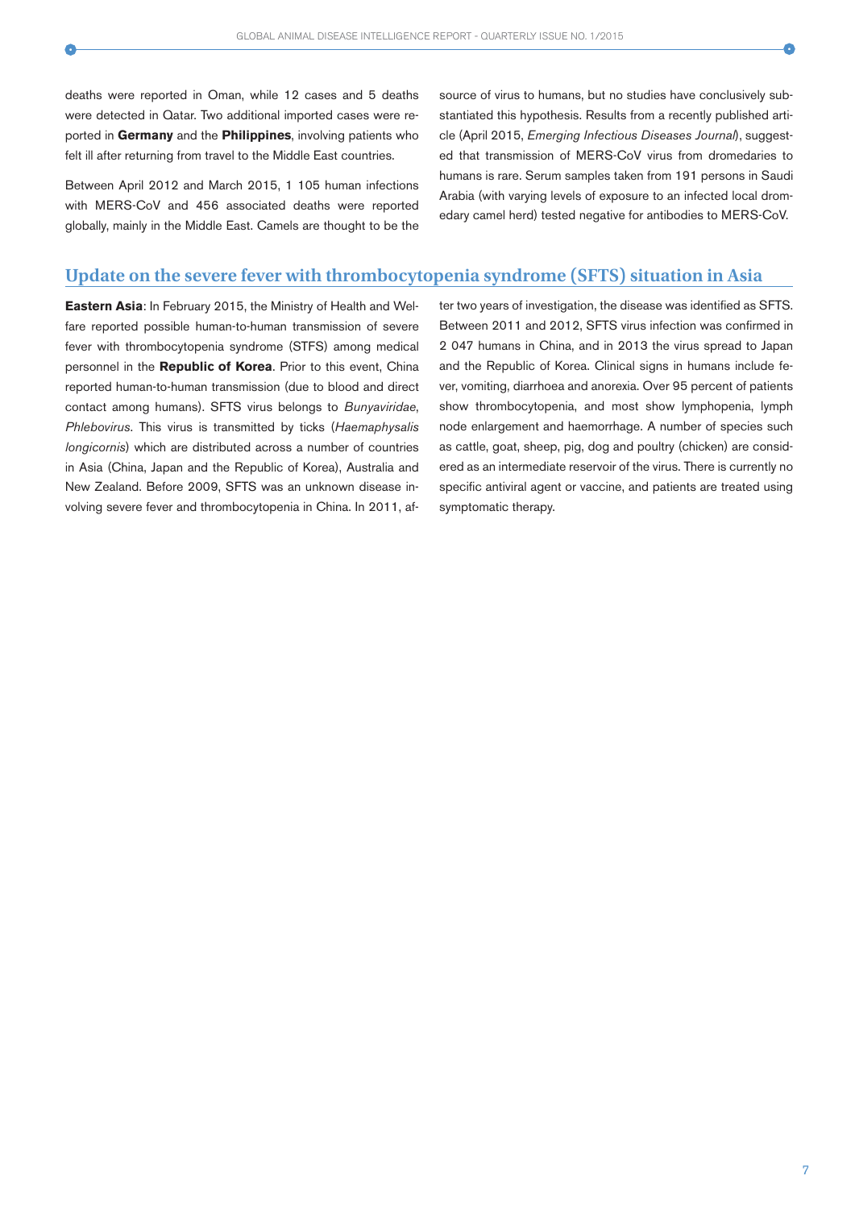deaths were reported in Oman, while 12 cases and 5 deaths were detected in Qatar. Two additional imported cases were reported in **Germany** and the **Philippines**, involving patients who felt ill after returning from travel to the Middle East countries.

Between April 2012 and March 2015, 1 105 human infections with MERS-CoV and 456 associated deaths were reported globally, mainly in the Middle East. Camels are thought to be the source of virus to humans, but no studies have conclusively substantiated this hypothesis. Results from a recently published article (April 2015, *Emerging Infectious Diseases Journal*), suggested that transmission of MERS-CoV virus from dromedaries to humans is rare. Serum samples taken from 191 persons in Saudi Arabia (with varying levels of exposure to an infected local dromedary camel herd) tested negative for antibodies to MERS-CoV.

## Update on the severe fever with thrombocytopenia syndrome (SFTS) situation in Asia

**Eastern Asia**: In February 2015, the Ministry of Health and Welfare reported possible human-to-human transmission of severe fever with thrombocytopenia syndrome (STFS) among medical personnel in the **Republic of Korea**. Prior to this event, China reported human-to-human transmission (due to blood and direct contact among humans). SFTS virus belongs to *Bunyaviridae*, *Phlebovirus*. This virus is transmitted by ticks (*Haemaphysalis longicornis*) which are distributed across a number of countries in Asia (China, Japan and the Republic of Korea), Australia and New Zealand. Before 2009, SFTS was an unknown disease involving severe fever and thrombocytopenia in China. In 2011, after two years of investigation, the disease was identified as SFTS. Between 2011 and 2012, SFTS virus infection was confirmed in 2 047 humans in China, and in 2013 the virus spread to Japan and the Republic of Korea. Clinical signs in humans include fever, vomiting, diarrhoea and anorexia. Over 95 percent of patients show thrombocytopenia, and most show lymphopenia, lymph node enlargement and haemorrhage. A number of species such as cattle, goat, sheep, pig, dog and poultry (chicken) are considered as an intermediate reservoir of the virus. There is currently no specific antiviral agent or vaccine, and patients are treated using symptomatic therapy.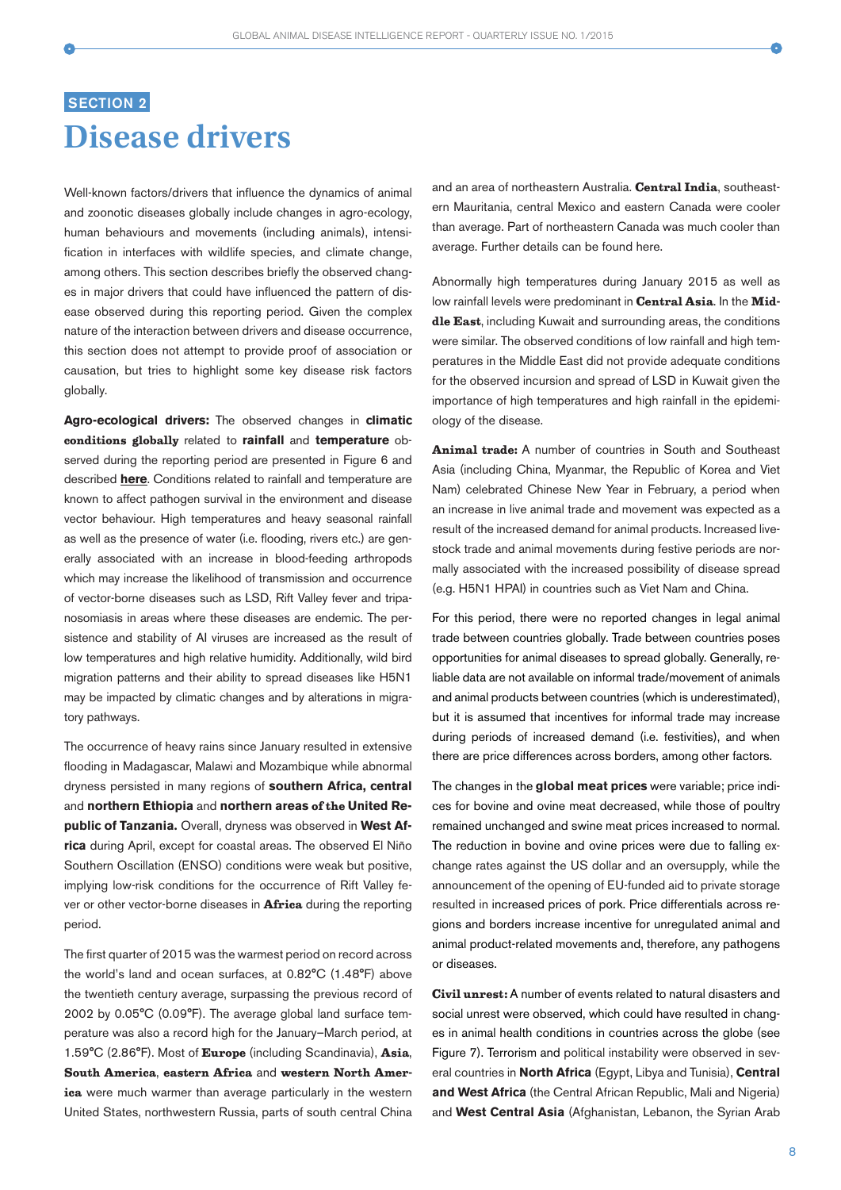SECTION 2

# Disease drivers

Well-known factors/drivers that influence the dynamics of animal and zoonotic diseases globally include changes in agro-ecology, human behaviours and movements (including animals), intensification in interfaces with wildlife species, and climate change, among others. This section describes briefly the observed changes in major drivers that could have influenced the pattern of disease observed during this reporting period. Given the complex nature of the interaction between drivers and disease occurrence, this section does not attempt to provide proof of association or causation, but tries to highlight some key disease risk factors globally.

**Agro-ecological drivers:** The observed changes in **climatic conditions globally** related to **rainfall** and **temperature** observed during the reporting period are presented in Figure 6 and described **here**. Conditions related to rainfall and temperature are known to affect pathogen survival in the environment and disease vector behaviour. High temperatures and heavy seasonal rainfall as well as the presence of water (i.e. flooding, rivers etc.) are generally associated with an increase in blood-feeding arthropods which may increase the likelihood of transmission and occurrence of vector-borne diseases such as LSD, Rift Valley fever and tripanosomiasis in areas where these diseases are endemic. The persistence and stability of AI viruses are increased as the result of low temperatures and high relative humidity. Additionally, wild bird migration patterns and their ability to spread diseases like H5N1 may be impacted by climatic changes and by alterations in migratory pathways.

The occurrence of heavy rains since January resulted in extensive flooding in Madagascar, Malawi and Mozambique while abnormal dryness persisted in many regions of **southern Africa, central** and **northern Ethiopia** and **northern areas of the United Republic of Tanzania.** Overall, dryness was observed in **West Africa** during April, except for coastal areas. The observed El Niño Southern Oscillation (ENSO) conditions were weak but positive, implying low-risk conditions for the occurrence of Rift Valley fever or other vector-borne diseases in **Africa** during the reporting period.

The first quarter of 2015 was the warmest period on record across the world's land and ocean surfaces, at 0.82°C (1.48°F) above the twentieth century average, surpassing the previous record of 2002 by 0.05°C (0.09°F). The average global land surface temperature was also a record high for the January–March period, at 1.59°C (2.86°F). Most of **Europe** (including Scandinavia), **Asia**, **South America**, **eastern Africa** and **western North America** were much warmer than average particularly in the western United States, northwestern Russia, parts of south central China and an area of northeastern Australia. **Central India**, southeastern Mauritania, central Mexico and eastern Canada were cooler than average. Part of northeastern Canada was much cooler than average. Further details can be found here.

Abnormally high temperatures during January 2015 as well as low rainfall levels were predominant in **Central Asia**. In the **Middle East**, including Kuwait and surrounding areas, the conditions were similar. The observed conditions of low rainfall and high temperatures in the Middle East did not provide adequate conditions for the observed incursion and spread of LSD in Kuwait given the importance of high temperatures and high rainfall in the epidemiology of the disease.

**Animal trade:** A number of countries in South and Southeast Asia (including China, Myanmar, the Republic of Korea and Viet Nam) celebrated Chinese New Year in February, a period when an increase in live animal trade and movement was expected as a result of the increased demand for animal products. Increased livestock trade and animal movements during festive periods are normally associated with the increased possibility of disease spread (e.g. H5N1 HPAI) in countries such as Viet Nam and China.

For this period, there were no reported changes in legal animal trade between countries globally. Trade between countries poses opportunities for animal diseases to spread globally. Generally, reliable data are not available on informal trade/movement of animals and animal products between countries (which is underestimated), but it is assumed that incentives for informal trade may increase during periods of increased demand (i.e. festivities), and when there are price differences across borders, among other factors.

The changes in the **global meat prices** were variable; price indices for bovine and ovine meat decreased, while those of poultry remained unchanged and swine meat prices increased to normal. The reduction in bovine and ovine prices were due to falling exchange rates against the US dollar and an oversupply, while the announcement of the opening of EU-funded aid to private storage resulted in increased prices of pork. Price differentials across regions and borders increase incentive for unregulated animal and animal product-related movements and, therefore, any pathogens or diseases.

**Civil unrest:** A number of events related to natural disasters and social unrest were observed, which could have resulted in changes in animal health conditions in countries across the globe (see Figure 7). Terrorism and political instability were observed in several countries in **North Africa** (Egypt, Libya and Tunisia), **Central and West Africa** (the Central African Republic, Mali and Nigeria) and **West Central Asia** (Afghanistan, Lebanon, the Syrian Arab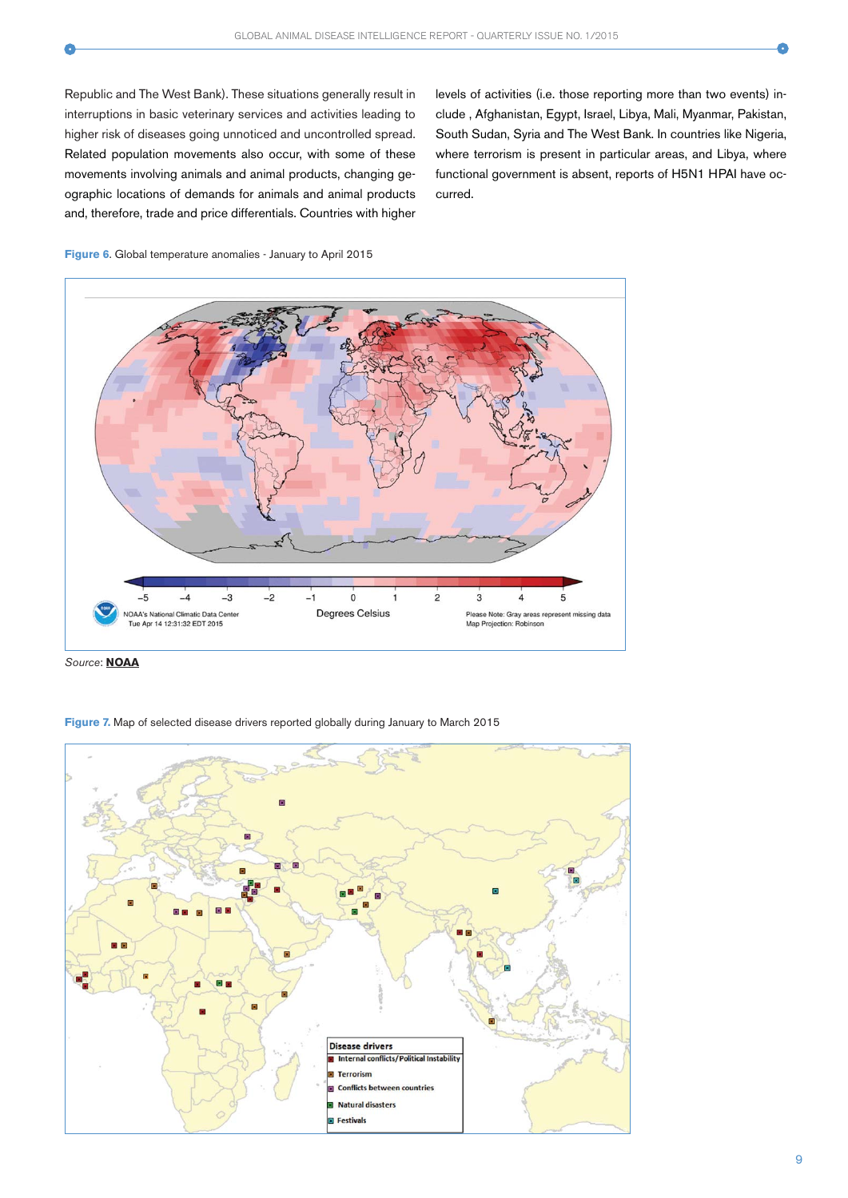Republic and The West Bank). These situations generally result in interruptions in basic veterinary services and activities leading to higher risk of diseases going unnoticed and uncontrolled spread. Related population movements also occur, with some of these movements involving animals and animal products, changing geographic locations of demands for animals and animal products and, therefore, trade and price differentials. Countries with higher levels of activities (i.e. those reporting more than two events) include , Afghanistan, Egypt, Israel, Libya, Mali, Myanmar, Pakistan, South Sudan, Syria and The West Bank. In countries like Nigeria, where terrorism is present in particular areas, and Libya, where functional government is absent, reports of H5N1 HPAI have occurred.

**Figure 6**. Global temperature anomalies - January to April 2015

*Source*: **NOAA**

**Figure 7.** Map of selected disease drivers reported globally during January to March 2015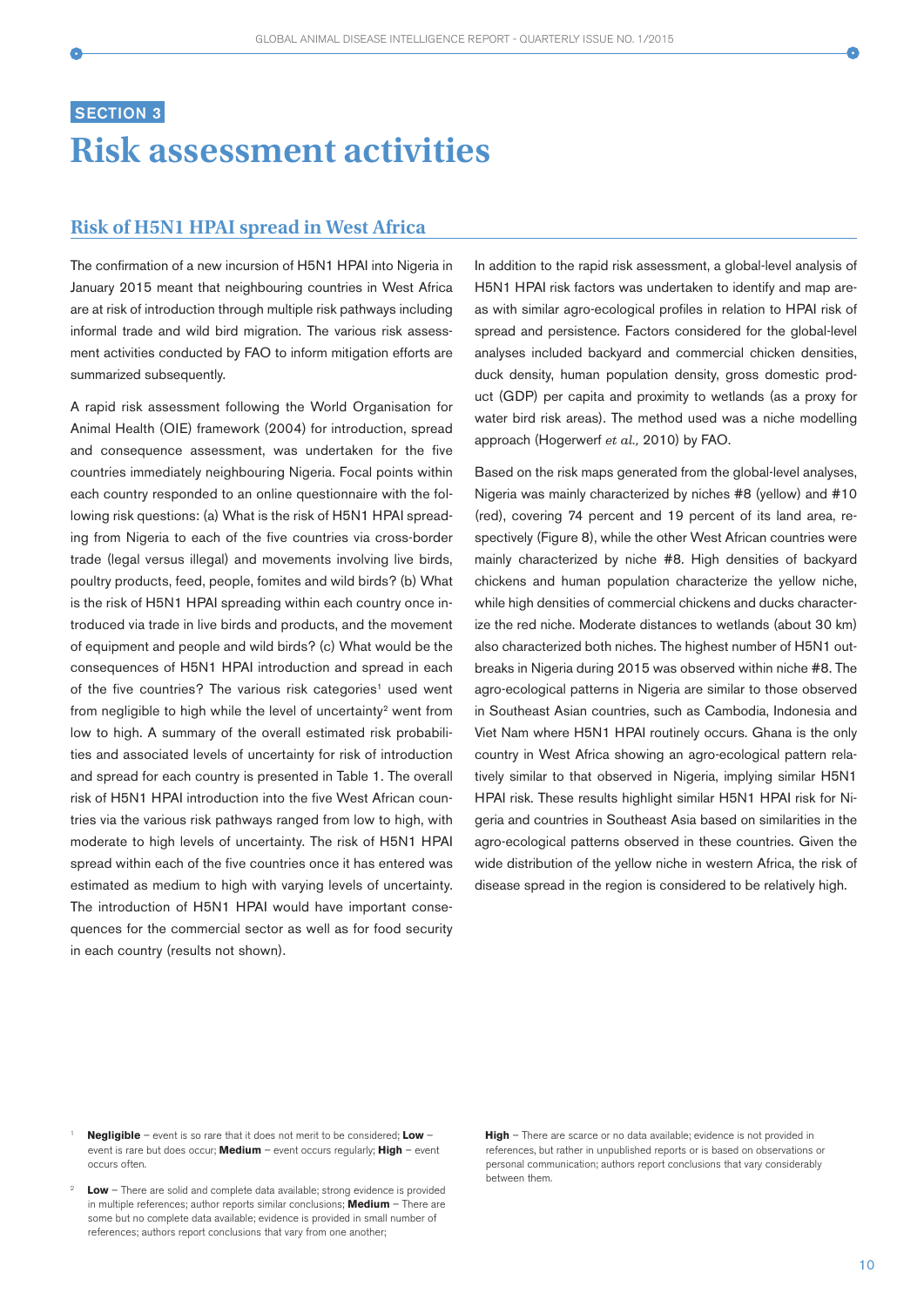SECTION 3

# Risk assessment activities

## Risk of H5N1 HPAI spread in West Africa

The confirmation of a new incursion of H5N1 HPAI into Nigeria in January 2015 meant that neighbouring countries in West Africa are at risk of introduction through multiple risk pathways including informal trade and wild bird migration. The various risk assessment activities conducted by FAO to inform mitigation efforts are summarized subsequently.

A rapid risk assessment following the World Organisation for Animal Health (OIE) framework (2004) for introduction, spread and consequence assessment, was undertaken for the five countries immediately neighbouring Nigeria. Focal points within each country responded to an online questionnaire with the following risk questions: (a) What is the risk of H5N1 HPAI spreading from Nigeria to each of the five countries via cross-border trade (legal versus illegal) and movements involving live birds, poultry products, feed, people, fomites and wild birds? (b) What is the risk of H5N1 HPAI spreading within each country once introduced via trade in live birds and products, and the movement of equipment and people and wild birds? (c) What would be the consequences of H5N1 HPAI introduction and spread in each of the five countries? The various risk categories[1] used went from negligible to high while the level of uncertainty[2] went from low to high. A summary of the overall estimated risk probabilities and associated levels of uncertainty for risk of introduction and spread for each country is presented in Table 1. The overall risk of H5N1 HPAI introduction into the five West African countries via the various risk pathways ranged from low to high, with moderate to high levels of uncertainty. The risk of H5N1 HPAI spread within each of the five countries once it has entered was estimated as medium to high with varying levels of uncertainty. The introduction of H5N1 HPAI would have important consequences for the commercial sector as well as for food security in each country (results not shown).

In addition to the rapid risk assessment, a global-level analysis of H5N1 HPAI risk factors was undertaken to identify and map areas with similar agro-ecological profiles in relation to HPAI risk of spread and persistence. Factors considered for the global-level analyses included backyard and commercial chicken densities, duck density, human population density, gross domestic product (GDP) per capita and proximity to wetlands (as a proxy for water bird risk areas). The method used was a niche modelling approach (Hogerwerf *et al.,* 2010) by FAO.

Based on the risk maps generated from the global-level analyses, Nigeria was mainly characterized by niches #8 (yellow) and #10 (red), covering 74 percent and 19 percent of its land area, respectively (Figure 8), while the other West African countries were mainly characterized by niche #8. High densities of backyard chickens and human population characterize the yellow niche, while high densities of commercial chickens and ducks characterize the red niche. Moderate distances to wetlands (about 30 km) also characterized both niches. The highest number of H5N1 outbreaks in Nigeria during 2015 was observed within niche #8. The agro-ecological patterns in Nigeria are similar to those observed in Southeast Asian countries, such as Cambodia, Indonesia and Viet Nam where H5N1 HPAI routinely occurs. Ghana is the only country in West Africa showing an agro-ecological pattern relatively similar to that observed in Nigeria, implying similar H5N1 HPAI risk. These results highlight similar H5N1 HPAI risk for Nigeria and countries in Southeast Asia based on similarities in the agro-ecological patterns observed in these countries. Given the wide distribution of the yellow niche in western Africa, the risk of disease spread in the region is considered to be relatively high.

---

[1] **Negligible** – event is so rare that it does not merit to be considered; **Low** – event is rare but does occur; **Medium** – event occurs regularly; **High** – event occurs often.

[2] **Low** – There are solid and complete data available; strong evidence is provided in multiple references; author reports similar conclusions; **Medium** – There are some but no complete data available; evidence is provided in small number of references; authors report conclusions that vary from one another; **High** – There are scarce or no data available; evidence is not provided in references, but rather in unpublished reports or is based on observations or personal communication; authors report conclusions that vary considerably between them.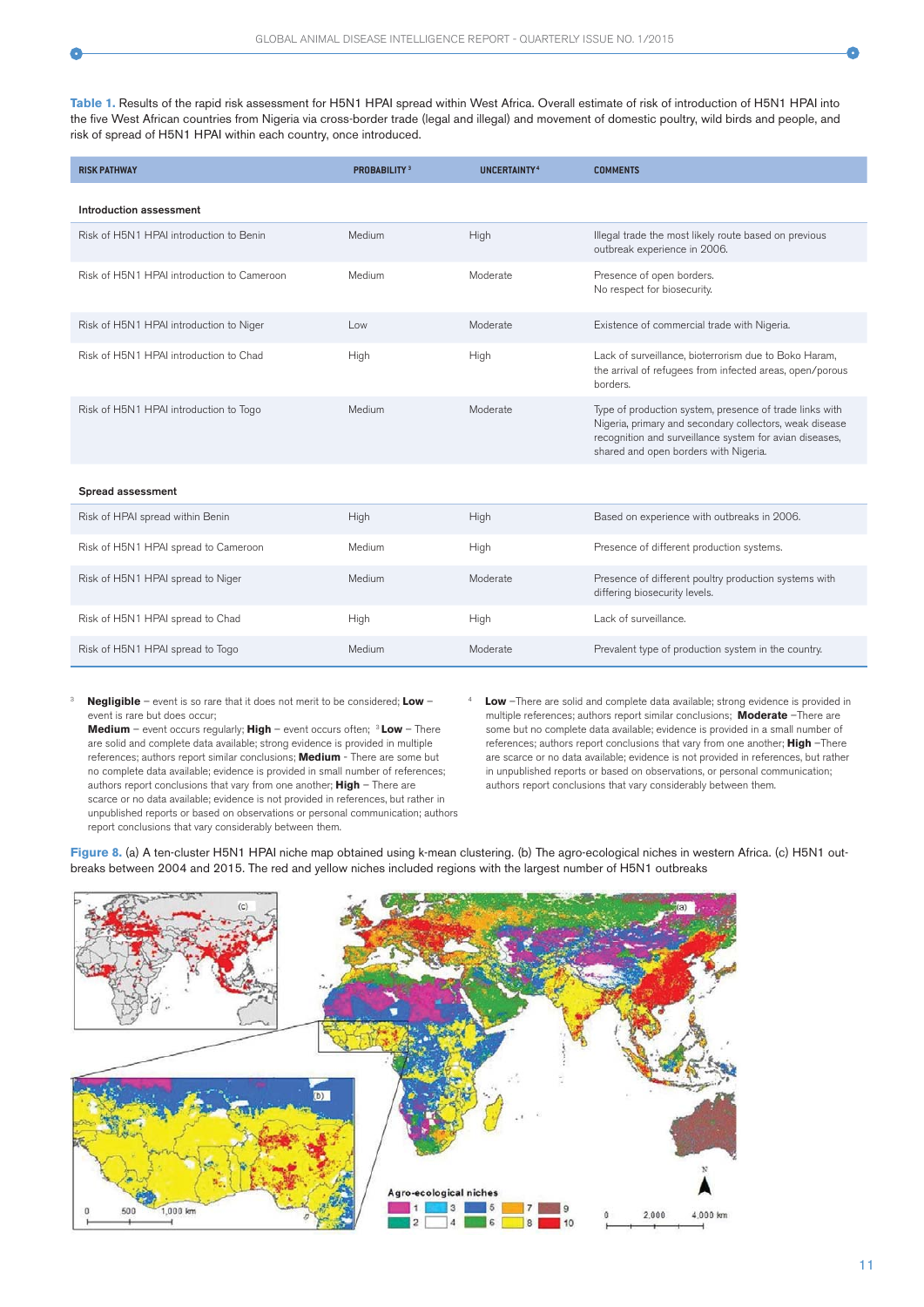**Table 1.** Results of the rapid risk assessment for H5N1 HPAI spread within West Africa. Overall estimate of risk of introduction of H5N1 HPAI into the five West African countries from Nigeria via cross-border trade (legal and illegal) and movement of domestic poultry, wild birds and people, and risk of spread of H5N1 HPAI within each country, once introduced.

| RISK PATHWAY | PROBABILITY [3] | UNCERTAINTY [4] | COMMENTS |
|---|---|---|---|
| **Introduction assessment** | | | |
| Risk of H5N1 HPAI introduction to Benin | Medium | High | Illegal trade the most likely route based on previous outbreak experience in 2006. |
| Risk of H5N1 HPAI introduction to Cameroon | Medium | Moderate | Presence of open borders. No respect for biosecurity. |
| Risk of H5N1 HPAI introduction to Niger | Low | Moderate | Existence of commercial trade with Nigeria. |
| Risk of H5N1 HPAI introduction to Chad | High | High | Lack of surveillance, bioterrorism due to Boko Haram, the arrival of refugees from infected areas, open/porous borders. |
| Risk of H5N1 HPAI introduction to Togo | Medium | Moderate | Type of production system, presence of trade links with Nigeria, primary and secondary collectors, weak disease recognition and surveillance system for avian diseases, shared and open borders with Nigeria. |
| **Spread assessment** | | | |
| Risk of HPAI spread within Benin | High | High | Based on experience with outbreaks in 2006. |
| Risk of H5N1 HPAI spread to Cameroon | Medium | High | Presence of different production systems. |
| Risk of H5N1 HPAI spread to Niger | Medium | Moderate | Presence of different poultry production systems with differing biosecurity levels. |
| Risk of H5N1 HPAI spread to Chad | High | High | Lack of surveillance. |
| Risk of H5N1 HPAI spread to Togo | Medium | Moderate | Prevalent type of production system in the country. |

[3] **Negligible** – event is so rare that it does not merit to be considered; **Low** – event is rare but does occur; **Medium** – event occurs regularly; **High** – event occurs often; [3] **Low** – There are solid and complete data available; strong evidence is provided in multiple references; authors report similar conclusions; **Medium** - There are some but no complete data available; evidence is provided in small number of references; authors report conclusions that vary from one another; **High** – There are scarce or no data available; evidence is not provided in references, but rather in unpublished reports or based on observations or personal communication; authors report conclusions that vary considerably between them.

[4] **Low** –There are solid and complete data available; strong evidence is provided in multiple references; authors report similar conclusions; **Moderate** –There are some but no complete data available; evidence is provided in a small number of references; authors report conclusions that vary from one another; **High** –There are scarce or no data available; evidence is not provided in references, but rather in unpublished reports or based on observations, or personal communication; authors report conclusions that vary considerably between them.

**Figure 8.** (a) A ten-cluster H5N1 HPAI niche map obtained using k-mean clustering. (b) The agro-ecological niches in western Africa. (c) H5N1 outbreaks between 2004 and 2015. The red and yellow niches included regions with the largest number of H5N1 outbreaks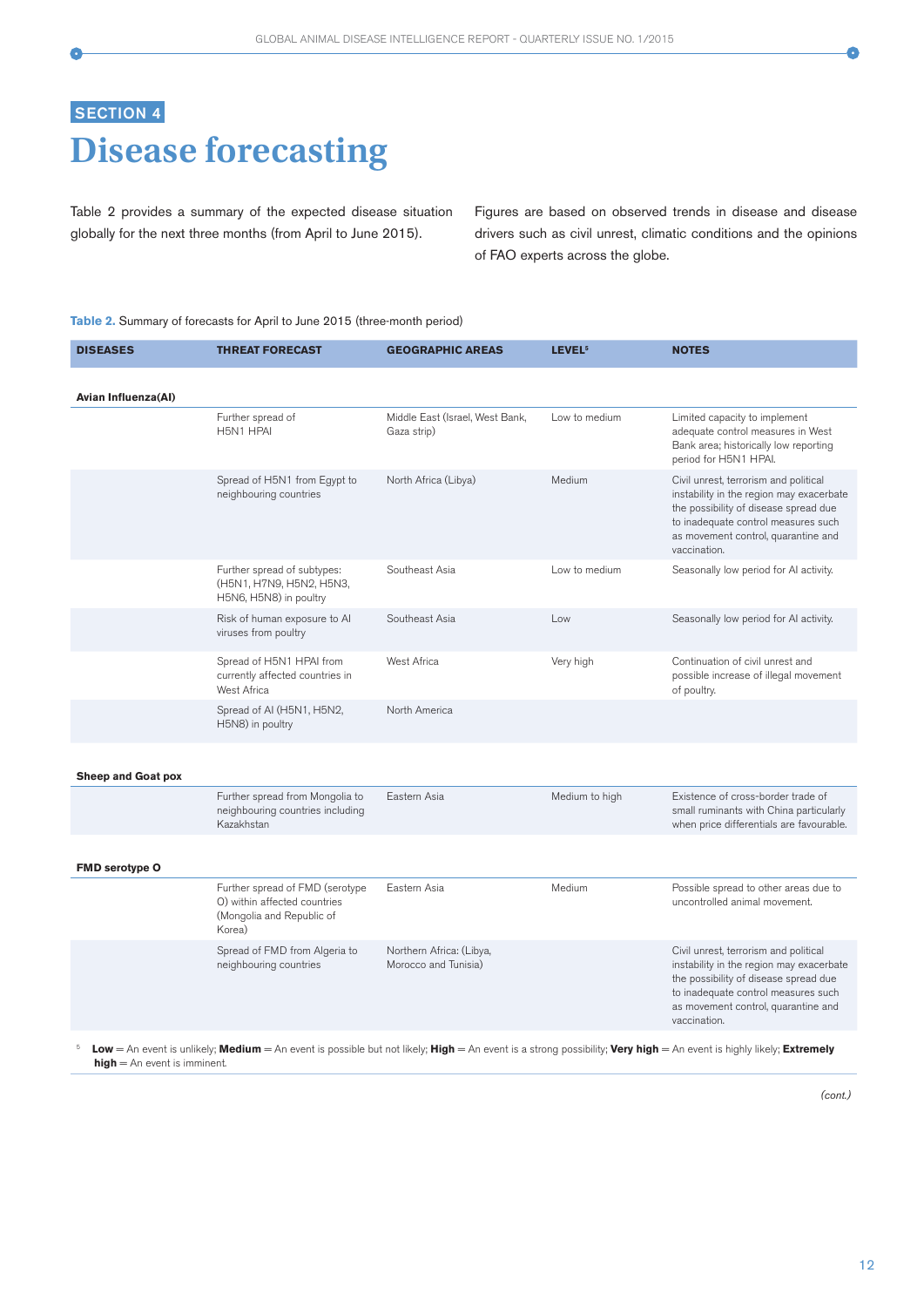## SECTION 4

# Disease forecasting

Table 2 provides a summary of the expected disease situation globally for the next three months (from April to June 2015). Figures are based on observed trends in disease and disease drivers such as civil unrest, climatic conditions and the opinions of FAO experts across the globe.

**Table 2.** Summary of forecasts for April to June 2015 (three-month period)

| DISEASES | THREAT FORECAST | GEOGRAPHIC AREAS | LEVEL[5] | NOTES |
|---|---|---|---|---|
| **Avian Influenza(AI)** | | | | |
| | Further spread of H5N1 HPAI | Middle East (Israel, West Bank, Gaza strip) | Low to medium | Limited capacity to implement adequate control measures in West Bank area; historically low reporting period for H5N1 HPAI. |
| | Spread of H5N1 from Egypt to neighbouring countries | North Africa (Libya) | Medium | Civil unrest, terrorism and political instability in the region may exacerbate the possibility of disease spread due to inadequate control measures such as movement control, quarantine and vaccination. |
| | Further spread of subtypes: (H5N1, H7N9, H5N2, H5N3, H5N6, H5N8) in poultry | Southeast Asia | Low to medium | Seasonally low period for AI activity. |
| | Risk of human exposure to AI viruses from poultry | Southeast Asia | Low | Seasonally low period for AI activity. |
| | Spread of H5N1 HPAI from currently affected countries in West Africa | West Africa | Very high | Continuation of civil unrest and possible increase of illegal movement of poultry. |
| | Spread of AI (H5N1, H5N2, H5N8) in poultry | North America | | |
| **Sheep and Goat pox** | | | | |
| | Further spread from Mongolia to neighbouring countries including Kazakhstan | Eastern Asia | Medium to high | Existence of cross-border trade of small ruminants with China particularly when price differentials are favourable. |
| **FMD serotype O** | | | | |
| | Further spread of FMD (serotype O) within affected countries (Mongolia and Republic of Korea) | Eastern Asia | Medium | Possible spread to other areas due to uncontrolled animal movement. |
| | Spread of FMD from Algeria to neighbouring countries | Northern Africa: (Libya, Morocco and Tunisia) | | Civil unrest, terrorism and political instability in the region may exacerbate the possibility of disease spread due to inadequate control measures such as movement control, quarantine and vaccination. |

[5] **Low** = An event is unlikely; **Medium** = An event is possible but not likely; **High** = An event is a strong possibility; **Very high** = An event is highly likely; **Extremely high** = An event is imminent.

*(cont.)*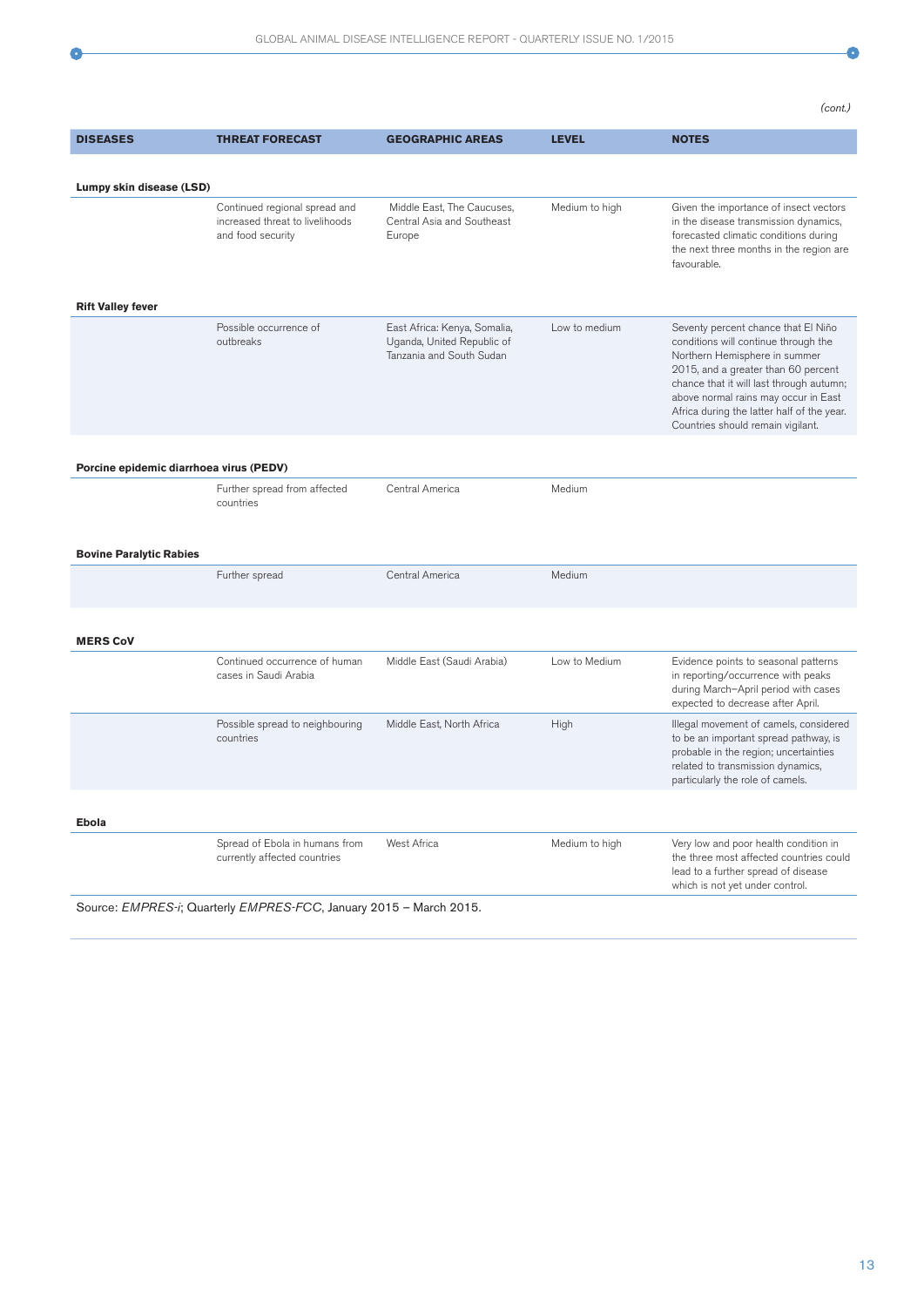*(cont.)*

| DISEASES | THREAT FORECAST | GEOGRAPHIC AREAS | LEVEL | NOTES |
|---|---|---|---|---|
| **Lumpy skin disease (LSD)** | | | | |
| | Continued regional spread and increased threat to livelihoods and food security | Middle East, The Caucuses, Central Asia and Southeast Europe | Medium to high | Given the importance of insect vectors in the disease transmission dynamics, forecasted climatic conditions during the next three months in the region are favourable. |
| **Rift Valley fever** | | | | |
| | Possible occurrence of outbreaks | East Africa: Kenya, Somalia, Uganda, United Republic of Tanzania and South Sudan | Low to medium | Seventy percent chance that El Niño conditions will continue through the Northern Hemisphere in summer 2015, and a greater than 60 percent chance that it will last through autumn; above normal rains may occur in East Africa during the latter half of the year. Countries should remain vigilant. |
| **Porcine epidemic diarrhoea virus (PEDV)** | | | | |
| | Further spread from affected countries | Central America | Medium | |
| **Bovine Paralytic Rabies** | | | | |
| | Further spread | Central America | Medium | |
| **MERS CoV** | | | | |
| | Continued occurrence of human cases in Saudi Arabia | Middle East (Saudi Arabia) | Low to Medium | Evidence points to seasonal patterns in reporting/occurrence with peaks during March–April period with cases expected to decrease after April. |
| | Possible spread to neighbouring countries | Middle East, North Africa | High | Illegal movement of camels, considered to be an important spread pathway, is probable in the region; uncertainties related to transmission dynamics, particularly the role of camels. |
| **Ebola** | | | | |
| | Spread of Ebola in humans from currently affected countries | West Africa | Medium to high | Very low and poor health condition in the three most affected countries could lead to a further spread of disease which is not yet under control. |

Source: *EMPRES-i*; Quarterly *EMPRES-FCC*, January 2015 – March 2015.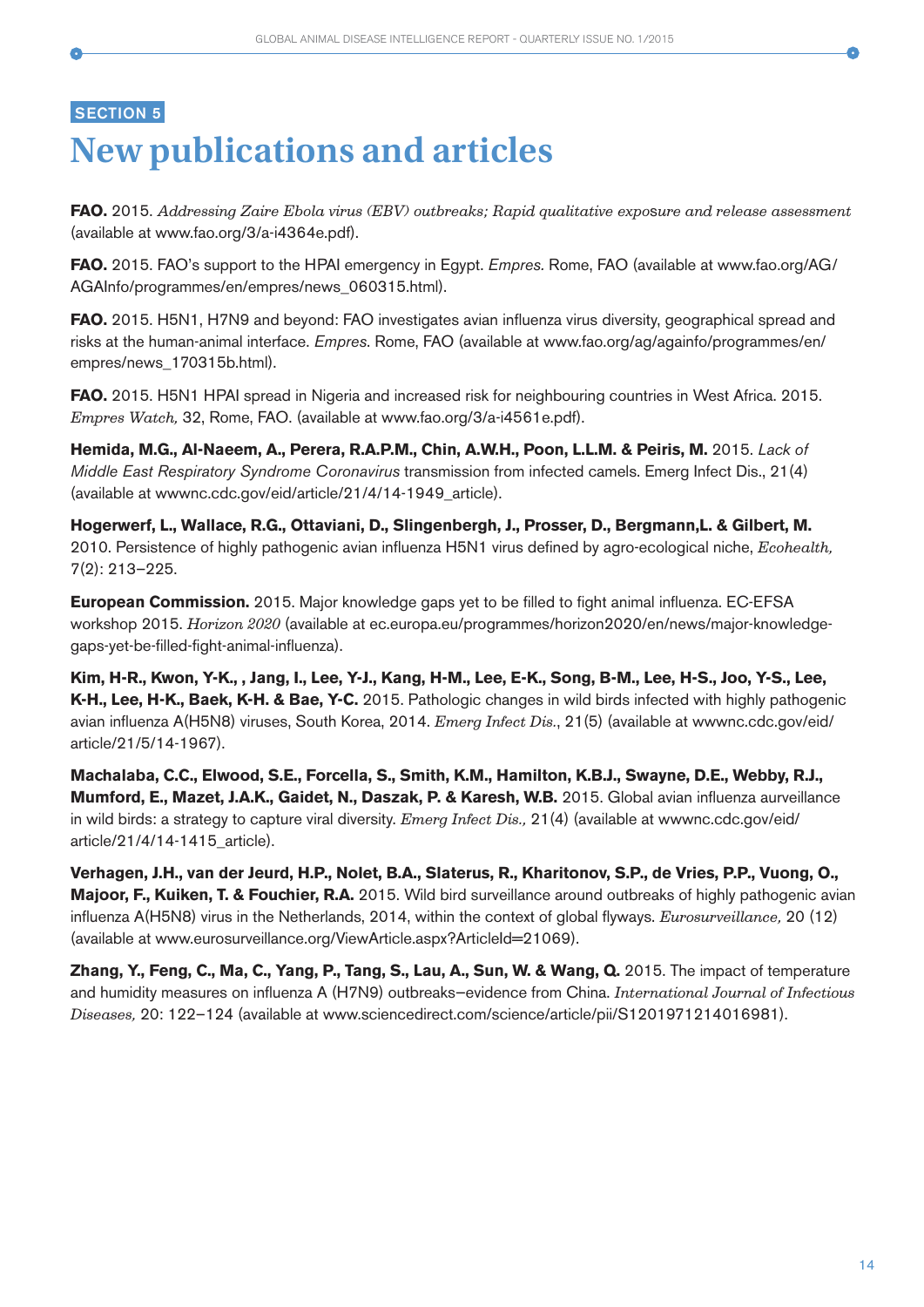SECTION 5

# New publications and articles

**FAO.** 2015. *Addressing Zaire Ebola virus (EBV) outbreaks; Rapid qualitative exposure and release assessment* (available at www.fao.org/3/a-i4364e.pdf).

**FAO.** 2015. FAO's support to the HPAI emergency in Egypt. *Empres*. Rome, FAO (available at www.fao.org/AG/AGAInfo/programmes/en/empres/news_060315.html).

**FAO.** 2015. H5N1, H7N9 and beyond: FAO investigates avian influenza virus diversity, geographical spread and risks at the human-animal interface. *Empres*. Rome, FAO (available at www.fao.org/ag/againfo/programmes/en/empres/news_170315b.html).

**FAO.** 2015. H5N1 HPAI spread in Nigeria and increased risk for neighbouring countries in West Africa. 2015. *Empres Watch,* 32, Rome, FAO. (available at www.fao.org/3/a-i4561e.pdf).

**Hemida, M.G., Al-Naeem, A., Perera, R.A.P.M., Chin, A.W.H., Poon, L.L.M. & Peiris, M.** 2015. *Lack of Middle East Respiratory Syndrome Coronavirus* transmission from infected camels. Emerg Infect Dis., 21(4) (available at wwwnc.cdc.gov/eid/article/21/4/14-1949_article).

**Hogerwerf, L., Wallace, R.G., Ottaviani, D., Slingenbergh, J., Prosser, D., Bergmann,L. & Gilbert, M.** 2010. Persistence of highly pathogenic avian influenza H5N1 virus defined by agro-ecological niche, *Ecohealth,* 7(2): 213–225.

**European Commission.** 2015. Major knowledge gaps yet to be filled to fight animal influenza. EC-EFSA workshop 2015. *Horizon 2020* (available at ec.europa.eu/programmes/horizon2020/en/news/major-knowledge-gaps-yet-be-filled-fight-animal-influenza).

**Kim, H-R., Kwon, Y-K., , Jang, I., Lee, Y-J., Kang, H-M., Lee, E-K., Song, B-M., Lee, H-S., Joo, Y-S., Lee, K-H., Lee, H-K., Baek, K-H. & Bae, Y-C.** 2015. Pathologic changes in wild birds infected with highly pathogenic avian influenza A(H5N8) viruses, South Korea, 2014. *Emerg Infect Dis.*, 21(5) (available at wwwnc.cdc.gov/eid/article/21/5/14-1967).

**Machalaba, C.C., Elwood, S.E., Forcella, S., Smith, K.M., Hamilton, K.B.J., Swayne, D.E., Webby, R.J., Mumford, E., Mazet, J.A.K., Gaidet, N., Daszak, P. & Karesh, W.B.** 2015. Global avian influenza aurveillance in wild birds: a strategy to capture viral diversity. *Emerg Infect Dis.,* 21(4) (available at wwwnc.cdc.gov/eid/article/21/4/14-1415_article).

**Verhagen, J.H., van der Jeurd, H.P., Nolet, B.A., Slaterus, R., Kharitonov, S.P., de Vries, P.P., Vuong, O., Majoor, F., Kuiken, T. & Fouchier, R.A.** 2015. Wild bird surveillance around outbreaks of highly pathogenic avian influenza A(H5N8) virus in the Netherlands, 2014, within the context of global flyways. *Eurosurveillance,* 20 (12) (available at www.eurosurveillance.org/ViewArticle.aspx?ArticleId=21069).

**Zhang, Y., Feng, C., Ma, C., Yang, P., Tang, S., Lau, A., Sun, W. & Wang, Q.** 2015. The impact of temperature and humidity measures on influenza A (H7N9) outbreaks–evidence from China. *International Journal of Infectious Diseases,* 20: 122–124 (available at www.sciencedirect.com/science/article/pii/S1201971214016981).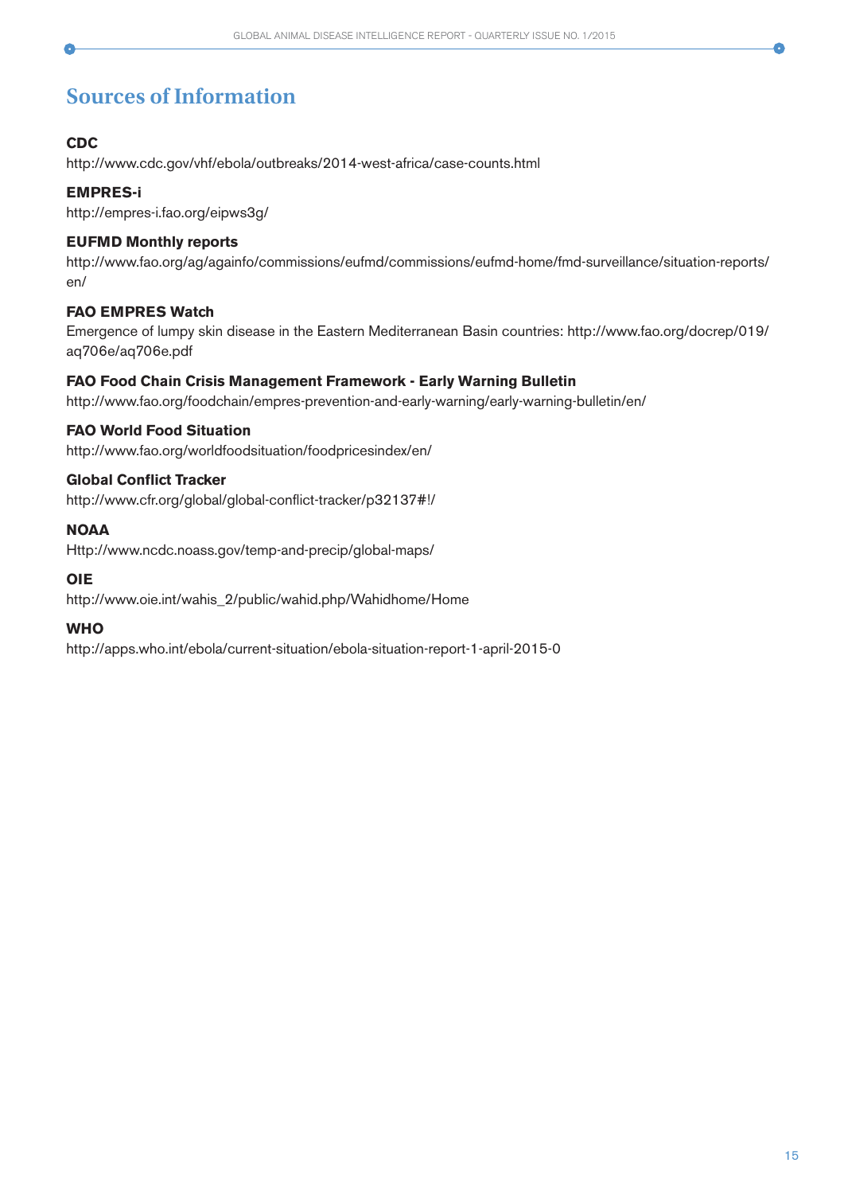# Sources of Information

**CDC**
http://www.cdc.gov/vhf/ebola/outbreaks/2014-west-africa/case-counts.html

**EMPRES-i**
http://empres-i.fao.org/eipws3g/

**EUFMD Monthly reports**
http://www.fao.org/ag/againfo/commissions/eufmd/commissions/eufmd-home/fmd-surveillance/situation-reports/en/

**FAO EMPRES Watch**
Emergence of lumpy skin disease in the Eastern Mediterranean Basin countries: http://www.fao.org/docrep/019/aq706e/aq706e.pdf

**FAO Food Chain Crisis Management Framework - Early Warning Bulletin**
http://www.fao.org/foodchain/empres-prevention-and-early-warning/early-warning-bulletin/en/

**FAO World Food Situation**
http://www.fao.org/worldfoodsituation/foodpricesindex/en/

**Global Conflict Tracker**
http://www.cfr.org/global/global-conflict-tracker/p32137#!/

**NOAA**
Http://www.ncdc.noass.gov/temp-and-precip/global-maps/

**OIE**
http://www.oie.int/wahis_2/public/wahid.php/Wahidhome/Home

**WHO**
http://apps.who.int/ebola/current-situation/ebola-situation-report-1-april-2015-0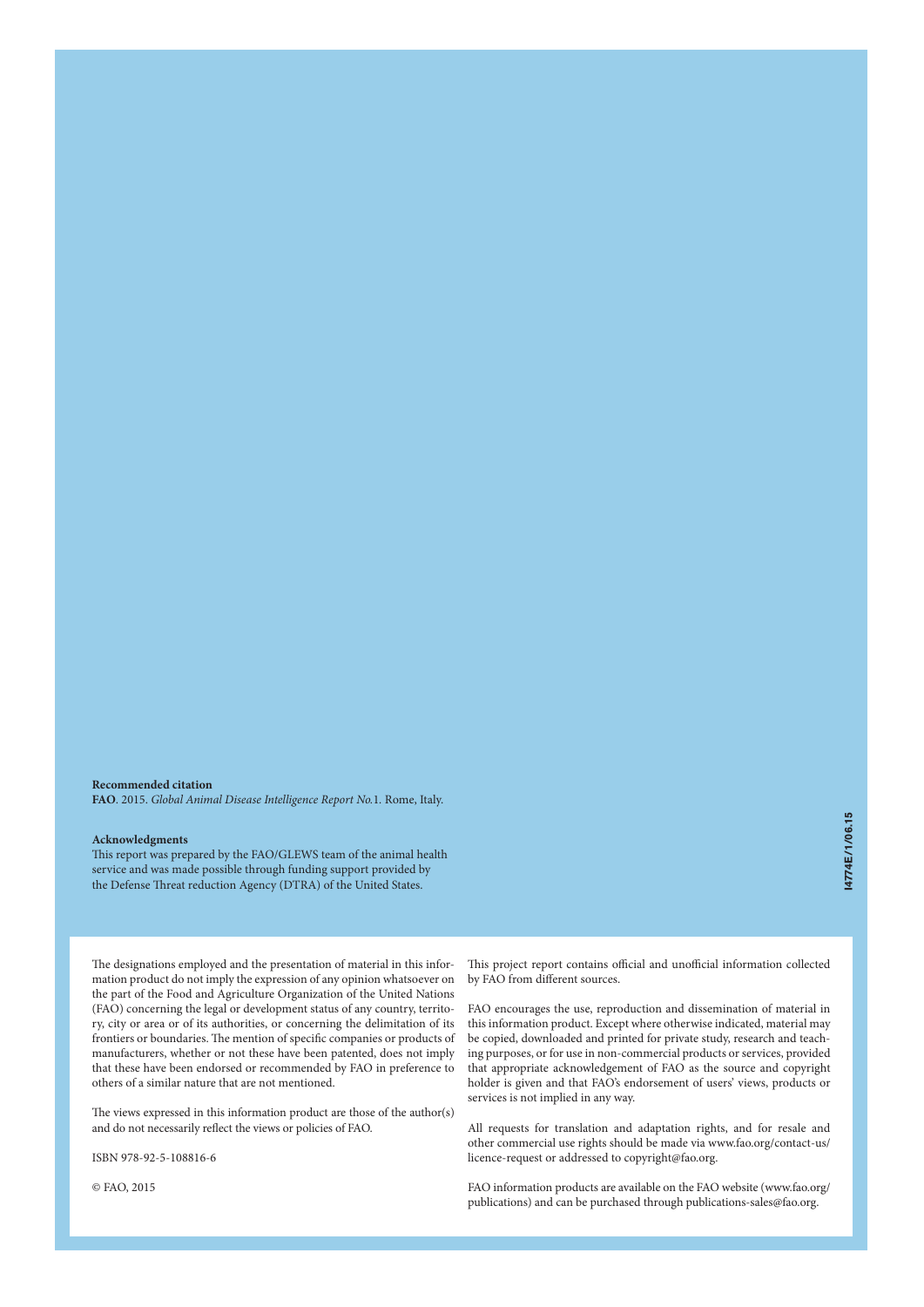**Recommended citation**
**FAO**. 2015. *Global Animal Disease Intelligence Report No.*1. Rome, Italy.

**Acknowledgments**
This report was prepared by the FAO/GLEWS team of the animal health service and was made possible through funding support provided by the Defense Threat reduction Agency (DTRA) of the United States.

I4774E/1/06.15

The designations employed and the presentation of material in this information product do not imply the expression of any opinion whatsoever on the part of the Food and Agriculture Organization of the United Nations (FAO) concerning the legal or development status of any country, territory, city or area or of its authorities, or concerning the delimitation of its frontiers or boundaries. The mention of specific companies or products of manufacturers, whether or not these have been patented, does not imply that these have been endorsed or recommended by FAO in preference to others of a similar nature that are not mentioned.

The views expressed in this information product are those of the author(s) and do not necessarily reflect the views or policies of FAO.

ISBN 978-92-5-108816-6

© FAO, 2015

This project report contains official and unofficial information collected by FAO from different sources.

FAO encourages the use, reproduction and dissemination of material in this information product. Except where otherwise indicated, material may be copied, downloaded and printed for private study, research and teaching purposes, or for use in non-commercial products or services, provided that appropriate acknowledgement of FAO as the source and copyright holder is given and that FAO's endorsement of users' views, products or services is not implied in any way.

All requests for translation and adaptation rights, and for resale and other commercial use rights should be made via www.fao.org/contact-us/licence-request or addressed to copyright@fao.org.

FAO information products are available on the FAO website (www.fao.org/publications) and can be purchased through publications-sales@fao.org.